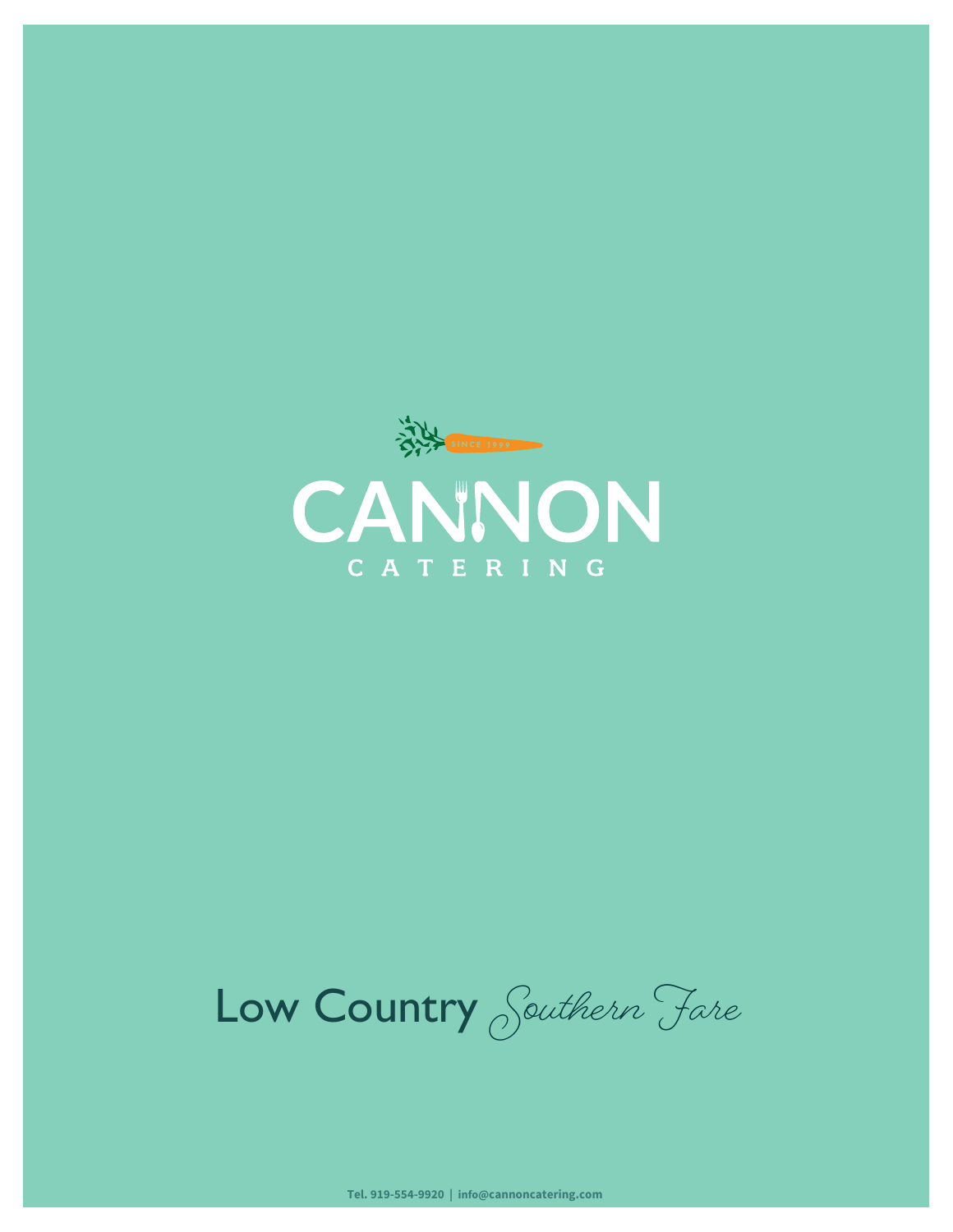SINCE 1999

# CANNON

CATERING

## Low Country *Southern Fare*

**Tel. 919-554-9920 | info@cannoncatering.com**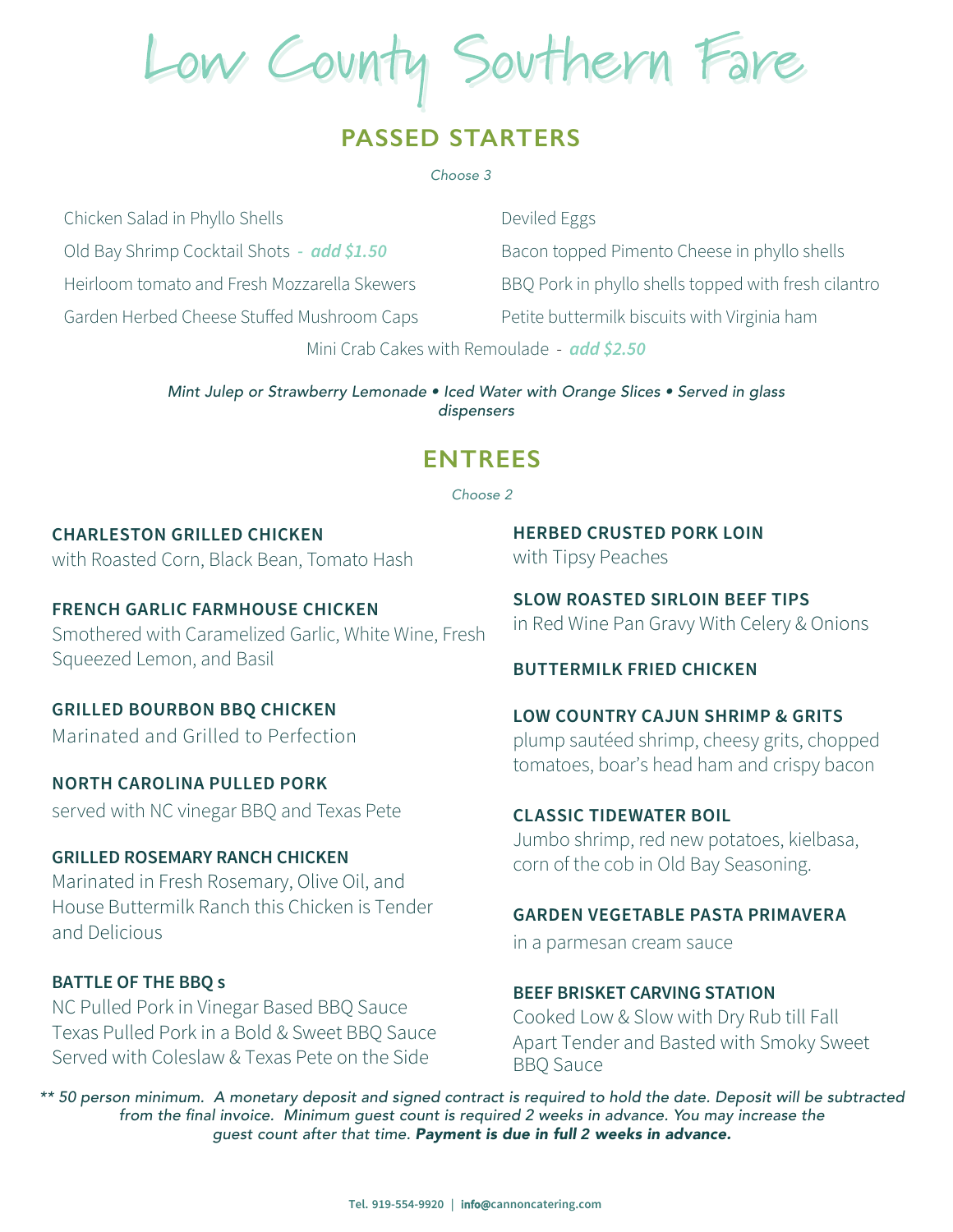# Low County Southern Fare

## PASSED STARTERS

*Choose 3*

- Chicken Salad in Phyllo Shells
- Old Bay Shrimp Cocktail Shots - ***add $1.50***
- Heirloom tomato and Fresh Mozzarella Skewers
- Garden Herbed Cheese Stuffed Mushroom Caps
- Deviled Eggs
- Bacon topped Pimento Cheese in phyllo shells
- BBQ Pork in phyllo shells topped with fresh cilantro
- Petite buttermilk biscuits with Virginia ham
- Mini Crab Cakes with Remoulade - ***add $2.50***

*Mint Julep or Strawberry Lemonade • Iced Water with Orange Slices • Served in glass dispensers*

## ENTREES

*Choose 2*

**CHARLESTON GRILLED CHICKEN**
with Roasted Corn, Black Bean, Tomato Hash

**FRENCH GARLIC FARMHOUSE CHICKEN**
Smothered with Caramelized Garlic, White Wine, Fresh Squeezed Lemon, and Basil

**GRILLED BOURBON BBQ CHICKEN**
Marinated and Grilled to Perfection

**NORTH CAROLINA PULLED PORK**
served with NC vinegar BBQ and Texas Pete

**GRILLED ROSEMARY RANCH CHICKEN**
Marinated in Fresh Rosemary, Olive Oil, and House Buttermilk Ranch this Chicken is Tender and Delicious

**BATTLE OF THE BBQ s**
NC Pulled Pork in Vinegar Based BBQ Sauce
Texas Pulled Pork in a Bold & Sweet BBQ Sauce
Served with Coleslaw & Texas Pete on the Side

**HERBED CRUSTED PORK LOIN**
with Tipsy Peaches

**SLOW ROASTED SIRLOIN BEEF TIPS**
in Red Wine Pan Gravy With Celery & Onions

**BUTTERMILK FRIED CHICKEN**

**LOW COUNTRY CAJUN SHRIMP & GRITS**
plump sautéed shrimp, cheesy grits, chopped tomatoes, boar's head ham and crispy bacon

**CLASSIC TIDEWATER BOIL**
Jumbo shrimp, red new potatoes, kielbasa, corn of the cob in Old Bay Seasoning.

**GARDEN VEGETABLE PASTA PRIMAVERA**
in a parmesan cream sauce

**BEEF BRISKET CARVING STATION**
Cooked Low & Slow with Dry Rub till Fall Apart Tender and Basted with Smoky Sweet BBQ Sauce

*** 50 person minimum. A monetary deposit and signed contract is required to hold the date. Deposit will be subtracted from the final invoice. Minimum guest count is required 2 weeks in advance. You may increase the guest count after that time.* ***Payment is due in full 2 weeks in advance.***

**Tel. 919-554-9920 | info@cannoncatering.com**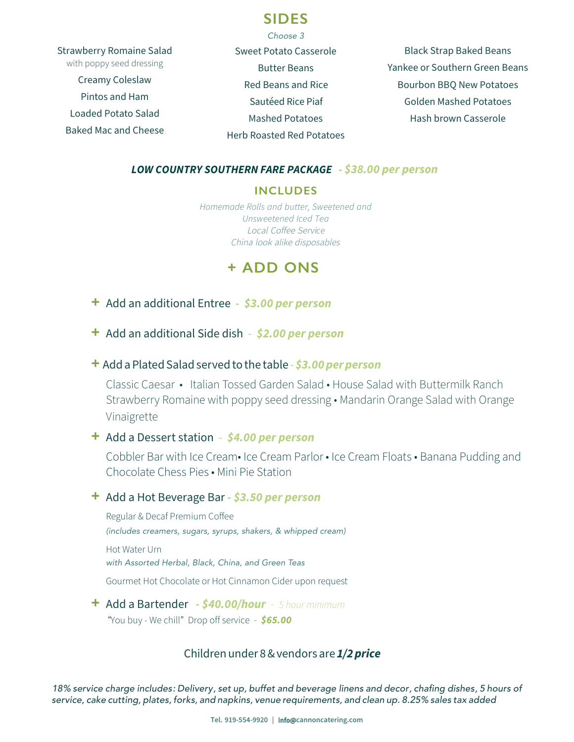## SIDES

*Choose 3*

- Strawberry Romaine Salad with poppy seed dressing
- Creamy Coleslaw
- Pintos and Ham
- Loaded Potato Salad
- Baked Mac and Cheese
- Sweet Potato Casserole
- Butter Beans
- Red Beans and Rice
- Sautéed Rice Piaf
- Mashed Potatoes
- Herb Roasted Red Potatoes
- Black Strap Baked Beans
- Yankee or Southern Green Beans
- Bourbon BBQ New Potatoes
- Golden Mashed Potatoes
- Hash brown Casserole

***LOW COUNTRY SOUTHERN FARE PACKAGE*** ***- $38.00 per person***

## INCLUDES

*Homemade Rolls and butter, Sweetened and Unsweetened Iced Tea*
*Local Coffee Service*
*China look alike disposables*

## + ADD ONS

**+** Add an additional Entree - ***$3.00 per person***

**+** Add an additional Side dish - ***$2.00 per person***

**+** Add a Plated Salad served to the table - ***$3.00 per person***

Classic Caesar • Italian Tossed Garden Salad • House Salad with Buttermilk Ranch Strawberry Romaine with poppy seed dressing • Mandarin Orange Salad with Orange Vinaigrette

**+** Add a Dessert station - ***$4.00 per person***

Cobbler Bar with Ice Cream• Ice Cream Parlor • Ice Cream Floats • Banana Pudding and Chocolate Chess Pies • Mini Pie Station

**+** Add a Hot Beverage Bar - ***$3.50 per person***

Regular & Decaf Premium Coffee
*(includes creamers, sugars, syrups, shakers, & whipped cream)*

Hot Water Urn
*with Assorted Herbal, Black, China, and Green Teas*

Gourmet Hot Chocolate or Hot Cinnamon Cider upon request

**+** Add a Bartender ***- $40.00/hour*** - *5 hour minimum*

"You buy - We chill" Drop off service - ***$65.00***

Children under 8 & vendors are ***1/2 price***

*18% service charge includes: Delivery, set up, buffet and beverage linens and decor, chafing dishes, 5 hours of service, cake cutting, plates, forks, and napkins, venue requirements, and clean up. 8.25% sales tax added*

**Tel. 919-554-9920 | info@cannoncatering.com**